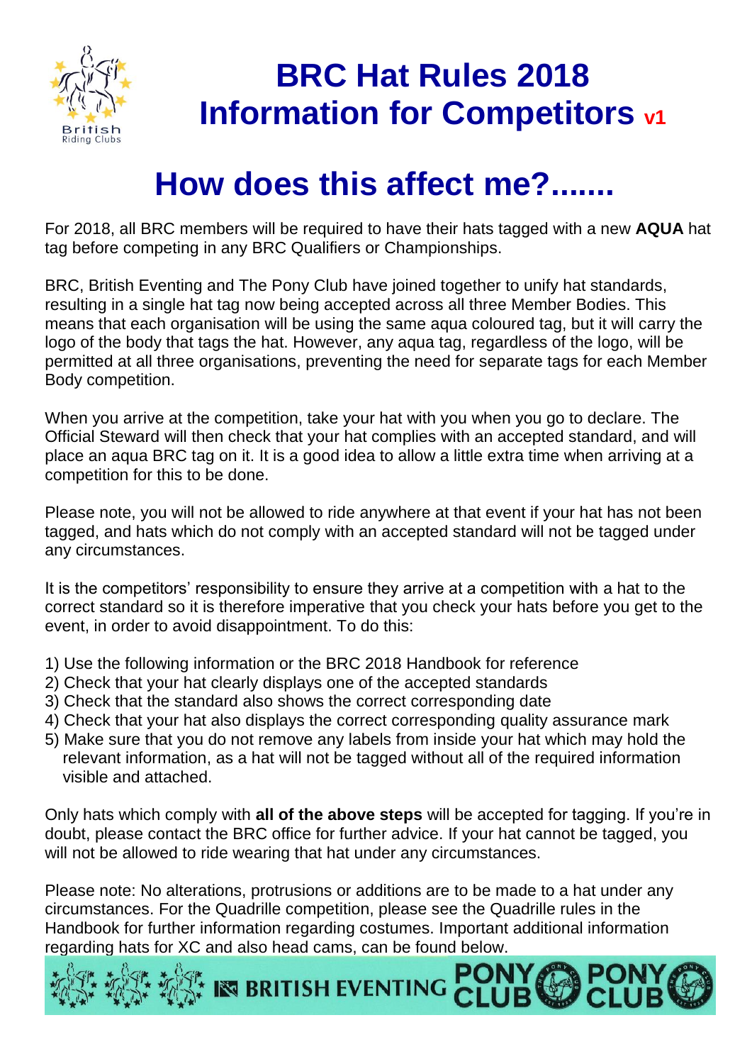# BRC Hat Rules 2018 Information for Competitors v1

## How does this affect me?.......

For 2018, all BRC members will be required to have their hats tagged with a new **AQUA** hat tag before competing in any BRC Qualifiers or Championships.

BRC, British Eventing and The Pony Club have joined together to unify hat standards, resulting in a single hat tag now being accepted across all three Member Bodies. This means that each organisation will be using the same aqua coloured tag, but it will carry the logo of the body that tags the hat. However, any aqua tag, regardless of the logo, will be permitted at all three organisations, preventing the need for separate tags for each Member Body competition.

When you arrive at the competition, take your hat with you when you go to declare. The Official Steward will then check that your hat complies with an accepted standard, and will place an aqua BRC tag on it. It is a good idea to allow a little extra time when arriving at a competition for this to be done.

Please note, you will not be allowed to ride anywhere at that event if your hat has not been tagged, and hats which do not comply with an accepted standard will not be tagged under any circumstances.

It is the competitors' responsibility to ensure they arrive at a competition with a hat to the correct standard so it is therefore imperative that you check your hats before you get to the event, in order to avoid disappointment. To do this:

1) Use the following information or the BRC 2018 Handbook for reference
2) Check that your hat clearly displays one of the accepted standards
3) Check that the standard also shows the correct corresponding date
4) Check that your hat also displays the correct corresponding quality assurance mark
5) Make sure that you do not remove any labels from inside your hat which may hold the relevant information, as a hat will not be tagged without all of the required information visible and attached.

Only hats which comply with **all of the above steps** will be accepted for tagging. If you're in doubt, please contact the BRC office for further advice. If your hat cannot be tagged, you will not be allowed to ride wearing that hat under any circumstances.

Please note: No alterations, protrusions or additions are to be made to a hat under any circumstances. For the Quadrille competition, please see the Quadrille rules in the Handbook for further information regarding costumes. Important additional information regarding hats for XC and also head cams, can be found below.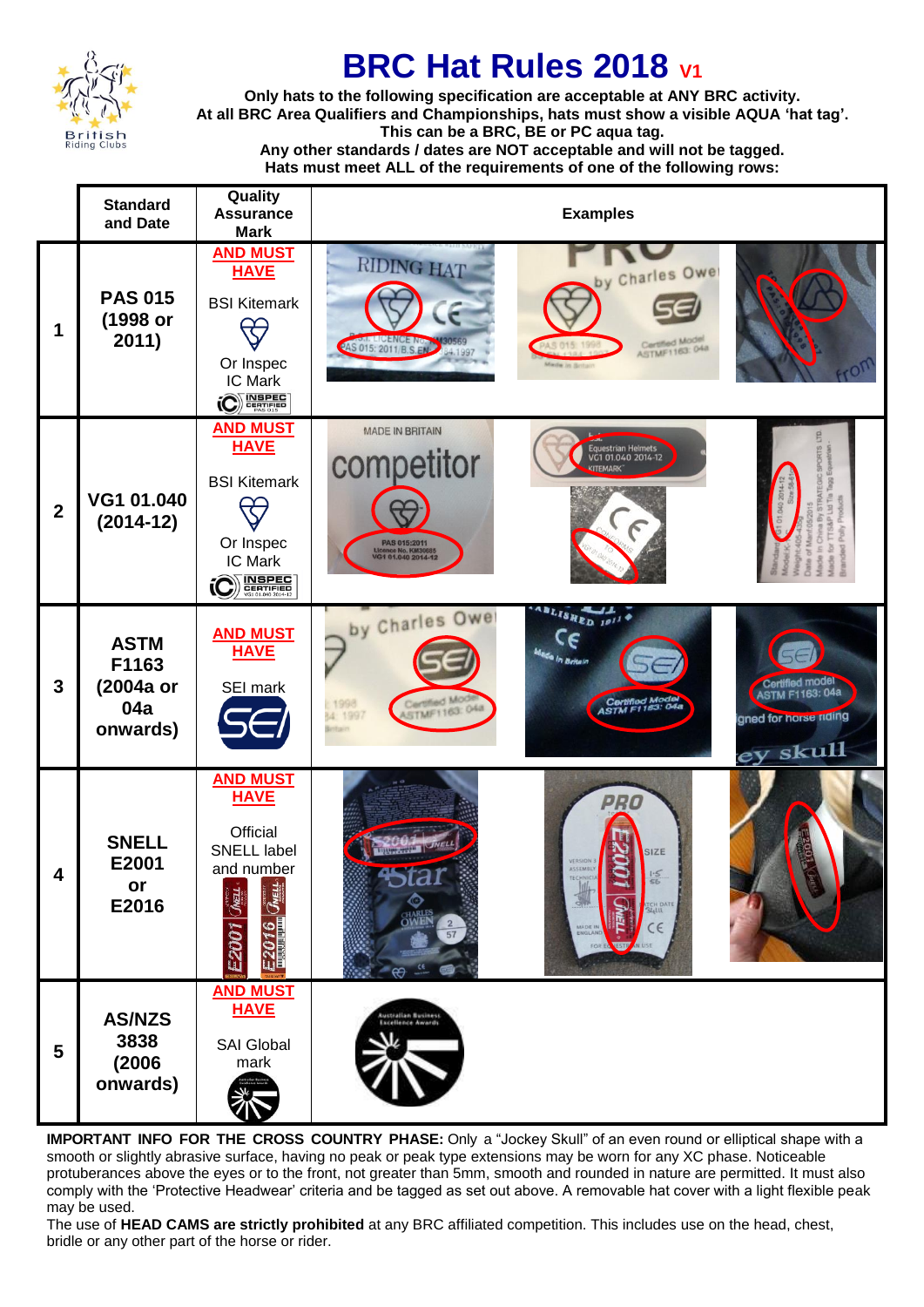# BRC Hat Rules 2018 V1

**Only hats to the following specification are acceptable at ANY BRC activity.**
**At all BRC Area Qualifiers and Championships, hats must show a visible AQUA 'hat tag'.**
**This can be a BRC, BE or PC aqua tag.**
**Any other standards / dates are NOT acceptable and will not be tagged.**
**Hats must meet ALL the requirements of one of the following rows:**

| | Standard and Date | Quality Assurance Mark | Examples |
|---|---|---|---|
| 1 | **PAS 015 (1998 or 2011)** | **AND MUST HAVE** BSI Kitemark Or Inspec IC Mark | |
| 2 | **VG1 01.040 (2014-12)** | **AND MUST HAVE** BSI Kitemark Or Inspec IC Mark | |
| 3 | **ASTM F1163 (2004a or 04a onwards)** | **AND MUST HAVE** SEI mark | |
| 4 | **SNELL E2001 or E2016** | **AND MUST HAVE** Official SNELL label and number | |
| 5 | **AS/NZS 3838 (2006 onwards)** | **AND MUST HAVE** SAI Global mark | |

**IMPORTANT INFO FOR THE CROSS COUNTRY PHASE:** Only a "Jockey Skull" of an even round or elliptical shape with a smooth or slightly abrasive surface, having no peak or peak type extensions may be worn for any XC phase. Noticeable protuberances above the eyes or to the front, not greater than 5mm, smooth and rounded in nature are permitted. It must also comply with the 'Protective Headwear' criteria and be tagged as set out above. A removable hat cover with a light flexible peak may be used.

The use of **HEAD CAMS are strictly prohibited** at any BRC affiliated competition. This includes use on the head, chest, bridle or any other part of the horse or rider.